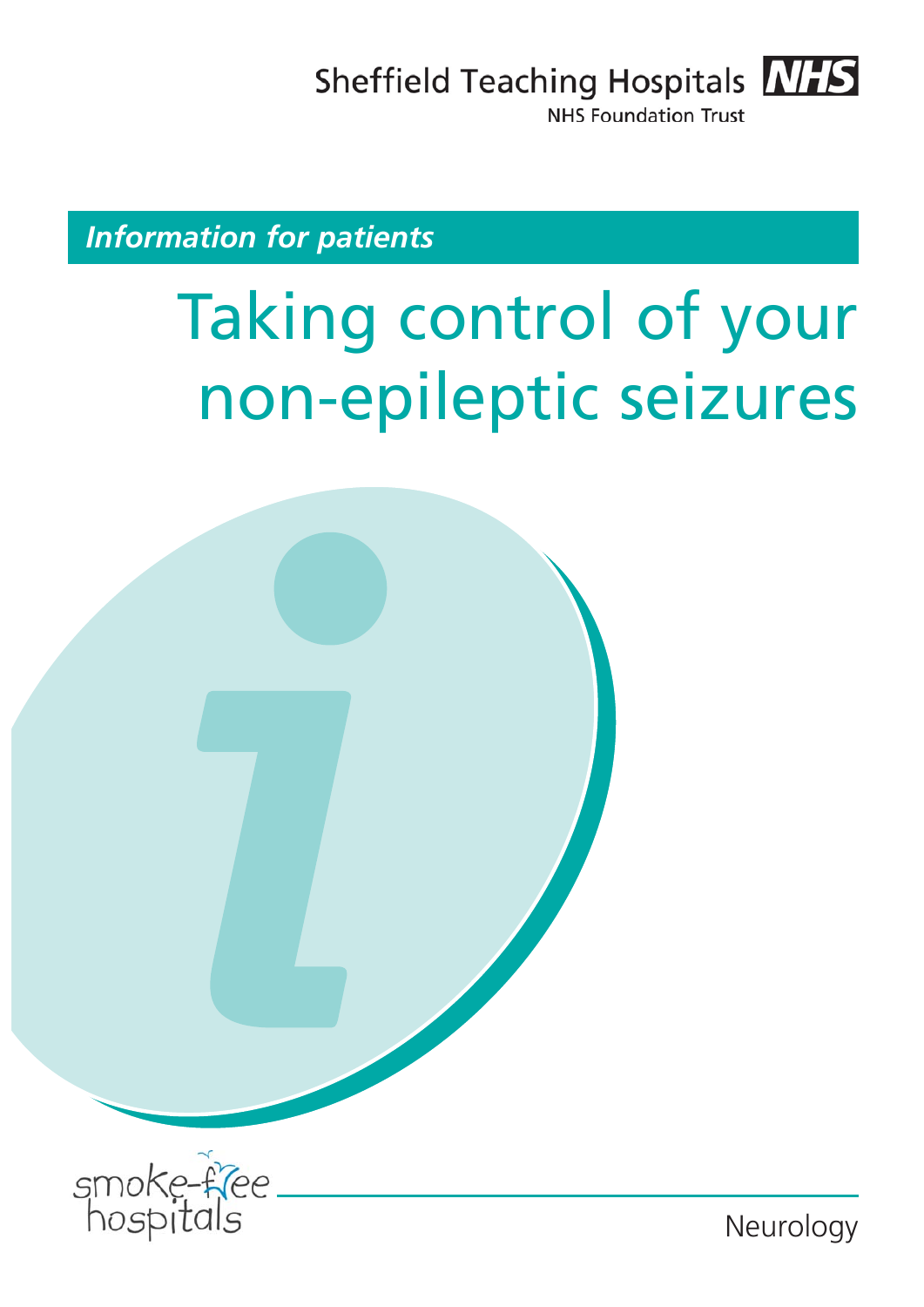Sheffield Teaching Hospitals NHS Foundation Trust

*Information for patients*

# Taking control of your non-epileptic seizures

smoke-free hospitals

Neurology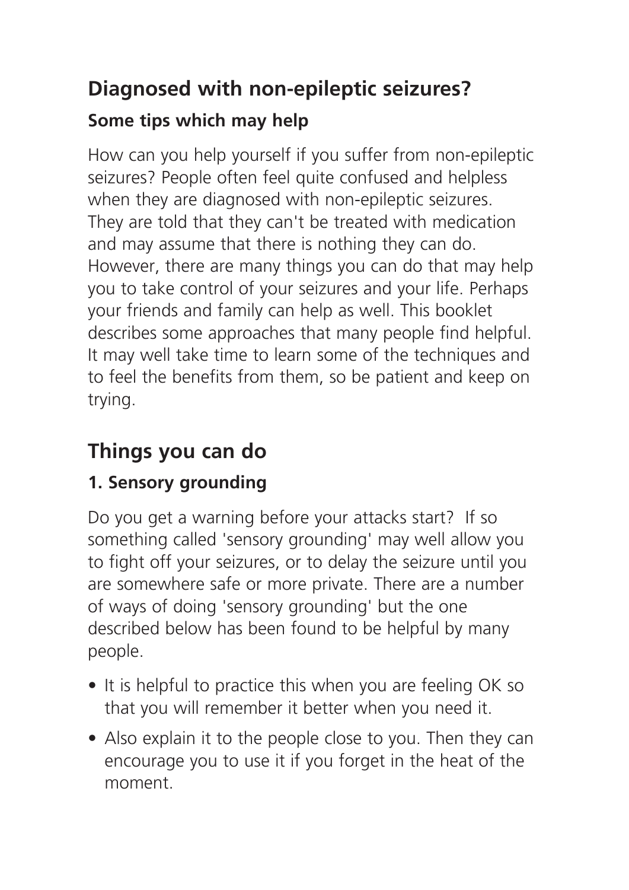## Diagnosed with non-epileptic seizures?

### Some tips which may help

How can you help yourself if you suffer from non-epileptic seizures? People often feel quite confused and helpless when they are diagnosed with non-epileptic seizures. They are told that they can't be treated with medication and may assume that there is nothing they can do. However, there are many things you can do that may help you to take control of your seizures and your life. Perhaps your friends and family can help as well. This booklet describes some approaches that many people find helpful. It may well take time to learn some of the techniques and to feel the benefits from them, so be patient and keep on trying.

## Things you can do

### 1. Sensory grounding

Do you get a warning before your attacks start?  If so something called 'sensory grounding' may well allow you to fight off your seizures, or to delay the seizure until you are somewhere safe or more private. There are a number of ways of doing 'sensory grounding' but the one described below has been found to be helpful by many people.

- It is helpful to practice this when you are feeling OK so that you will remember it better when you need it.
- Also explain it to the people close to you. Then they can encourage you to use it if you forget in the heat of the moment.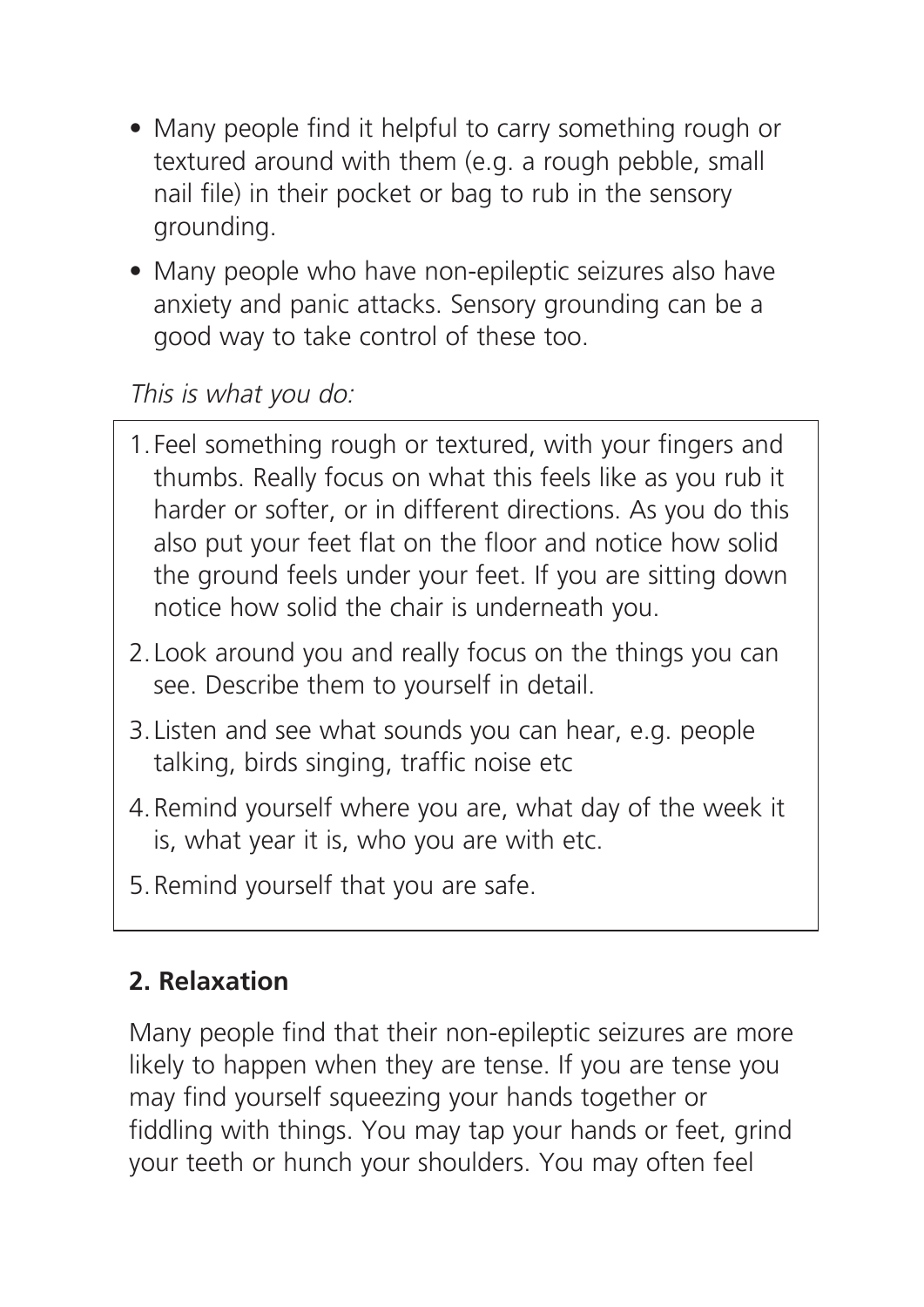- Many people find it helpful to carry something rough or textured around with them (e.g. a rough pebble, small nail file) in their pocket or bag to rub in the sensory grounding.
- Many people who have non-epileptic seizures also have anxiety and panic attacks. Sensory grounding can be a good way to take control of these too.

*This is what you do:*

1. Feel something rough or textured, with your fingers and thumbs. Really focus on what this feels like as you rub it harder or softer, or in different directions. As you do this also put your feet flat on the floor and notice how solid the ground feels under your feet. If you are sitting down notice how solid the chair is underneath you.
2. Look around you and really focus on the things you can see. Describe them to yourself in detail.
3. Listen and see what sounds you can hear, e.g. people talking, birds singing, traffic noise etc
4. Remind yourself where you are, what day of the week it is, what year it is, who you are with etc.
5. Remind yourself that you are safe.

## 2. Relaxation

Many people find that their non-epileptic seizures are more likely to happen when they are tense. If you are tense you may find yourself squeezing your hands together or fiddling with things. You may tap your hands or feet, grind your teeth or hunch your shoulders. You may often feel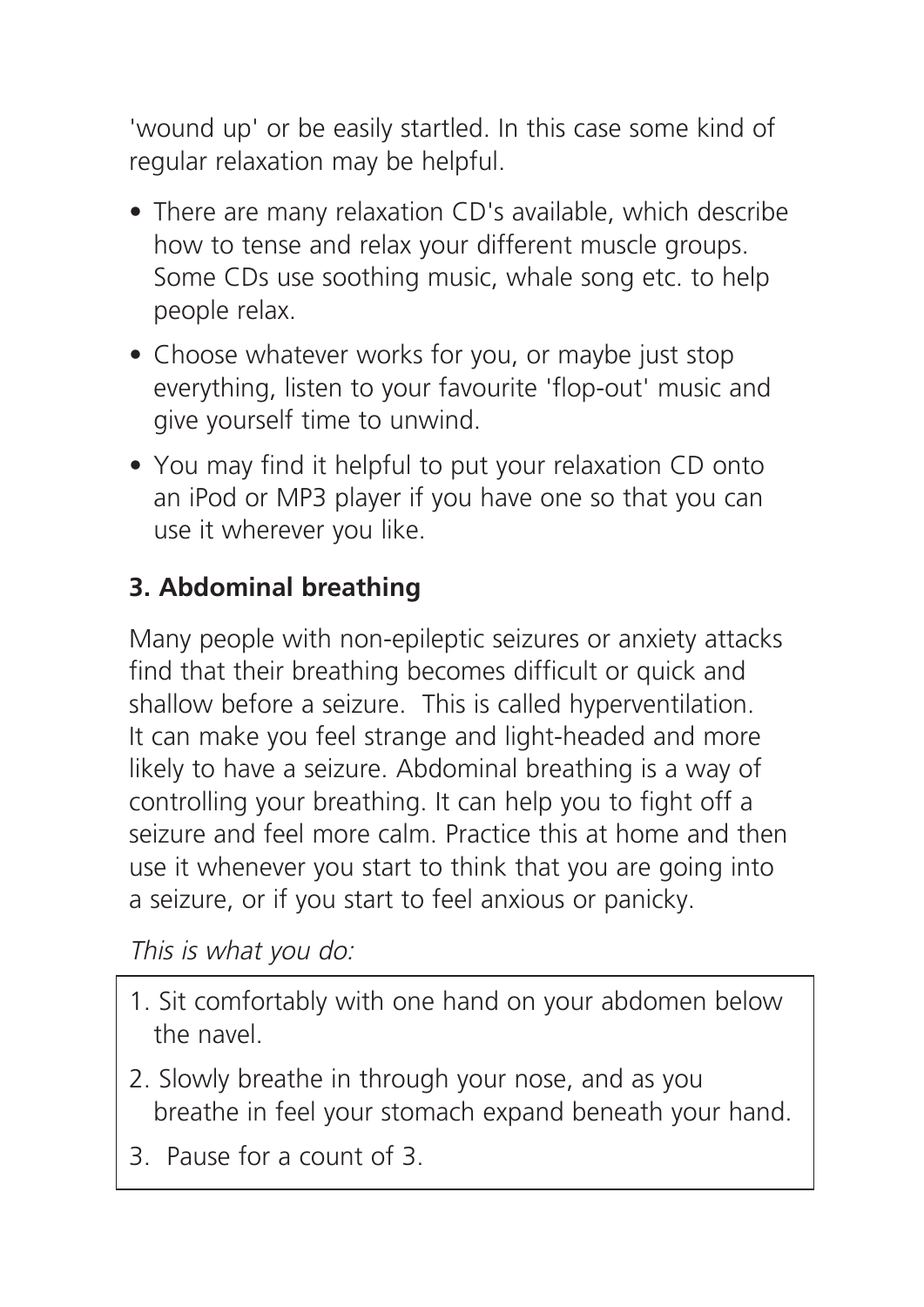'wound up' or be easily startled. In this case some kind of regular relaxation may be helpful.

- There are many relaxation CD's available, which describe how to tense and relax your different muscle groups. Some CDs use soothing music, whale song etc. to help people relax.
- Choose whatever works for you, or maybe just stop everything, listen to your favourite 'flop-out' music and give yourself time to unwind.
- You may find it helpful to put your relaxation CD onto an iPod or MP3 player if you have one so that you can use it wherever you like.

### 3. Abdominal breathing

Many people with non-epileptic seizures or anxiety attacks find that their breathing becomes difficult or quick and shallow before a seizure. This is called hyperventilation. It can make you feel strange and light-headed and more likely to have a seizure. Abdominal breathing is a way of controlling your breathing. It can help you to fight off a seizure and feel more calm. Practice this at home and then use it whenever you start to think that you are going into a seizure, or if you start to feel anxious or panicky.

*This is what you do:*

1. Sit comfortably with one hand on your abdomen below the navel.
2. Slowly breathe in through your nose, and as you breathe in feel your stomach expand beneath your hand.
3. Pause for a count of 3.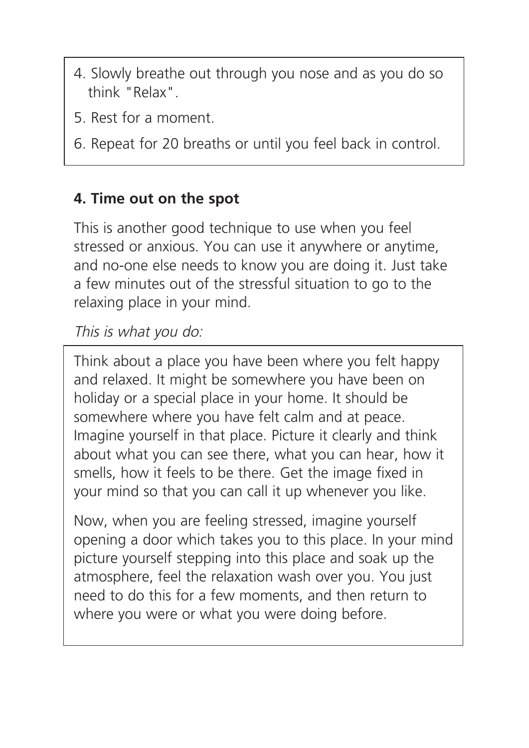4. Slowly breathe out through you nose and as you do so think "Relax".
5. Rest for a moment.
6. Repeat for 20 breaths or until you feel back in control.

**4. Time out on the spot**

This is another good technique to use when you feel stressed or anxious. You can use it anywhere or anytime, and no-one else needs to know you are doing it. Just take a few minutes out of the stressful situation to go to the relaxing place in your mind.

*This is what you do:*

Think about a place you have been where you felt happy and relaxed. It might be somewhere you have been on holiday or a special place in your home. It should be somewhere where you have felt calm and at peace. Imagine yourself in that place. Picture it clearly and think about what you can see there, what you can hear, how it smells, how it feels to be there. Get the image fixed in your mind so that you can call it up whenever you like.

Now, when you are feeling stressed, imagine yourself opening a door which takes you to this place. In your mind picture yourself stepping into this place and soak up the atmosphere, feel the relaxation wash over you. You just need to do this for a few moments, and then return to where you were or what you were doing before.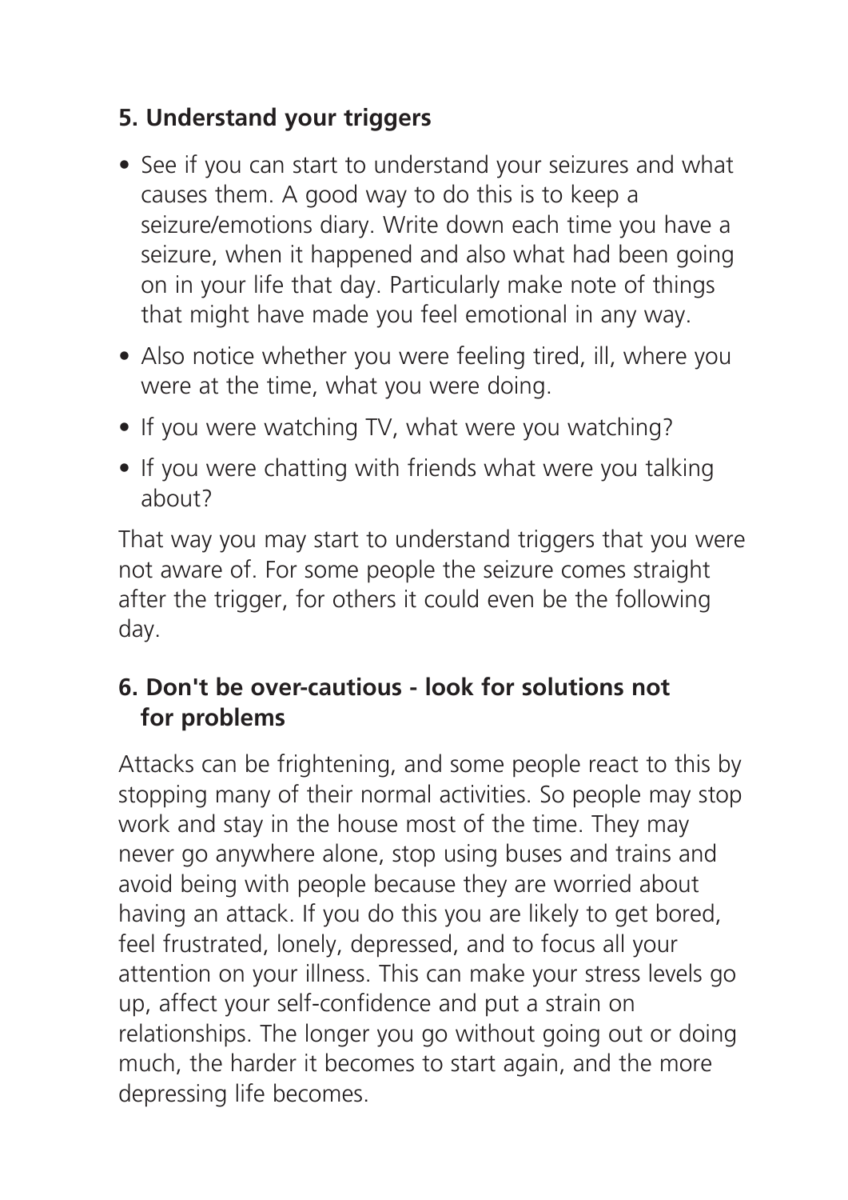### 5. Understand your triggers

- See if you can start to understand your seizures and what causes them. A good way to do this is to keep a seizure/emotions diary. Write down each time you have a seizure, when it happened and also what had been going on in your life that day. Particularly make note of things that might have made you feel emotional in any way.
- Also notice whether you were feeling tired, ill, where you were at the time, what you were doing.
- If you were watching TV, what were you watching?
- If you were chatting with friends what were you talking about?

That way you may start to understand triggers that you were not aware of. For some people the seizure comes straight after the trigger, for others it could even be the following day.

### 6. Don't be over-cautious - look for solutions not for problems

Attacks can be frightening, and some people react to this by stopping many of their normal activities. So people may stop work and stay in the house most of the time. They may never go anywhere alone, stop using buses and trains and avoid being with people because they are worried about having an attack. If you do this you are likely to get bored, feel frustrated, lonely, depressed, and to focus all your attention on your illness. This can make your stress levels go up, affect your self-confidence and put a strain on relationships. The longer you go without going out or doing much, the harder it becomes to start again, and the more depressing life becomes.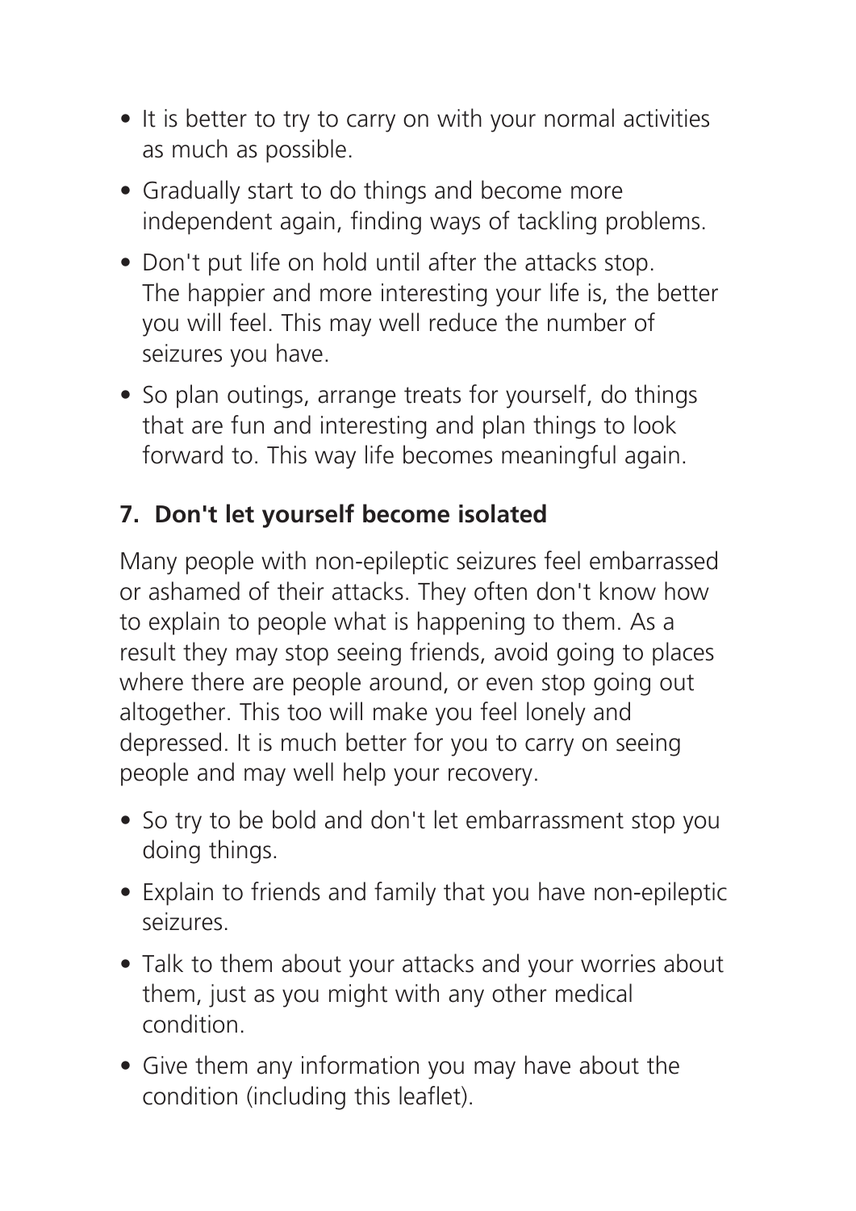- It is better to try to carry on with your normal activities as much as possible.
- Gradually start to do things and become more independent again, finding ways of tackling problems.
- Don't put life on hold until after the attacks stop. The happier and more interesting your life is, the better you will feel. This may well reduce the number of seizures you have.
- So plan outings, arrange treats for yourself, do things that are fun and interesting and plan things to look forward to. This way life becomes meaningful again.

## 7. Don't let yourself become isolated

Many people with non-epileptic seizures feel embarrassed or ashamed of their attacks. They often don't know how to explain to people what is happening to them. As a result they may stop seeing friends, avoid going to places where there are people around, or even stop going out altogether. This too will make you feel lonely and depressed. It is much better for you to carry on seeing people and may well help your recovery.

- So try to be bold and don't let embarrassment stop you doing things.
- Explain to friends and family that you have non-epileptic seizures.
- Talk to them about your attacks and your worries about them, just as you might with any other medical condition.
- Give them any information you may have about the condition (including this leaflet).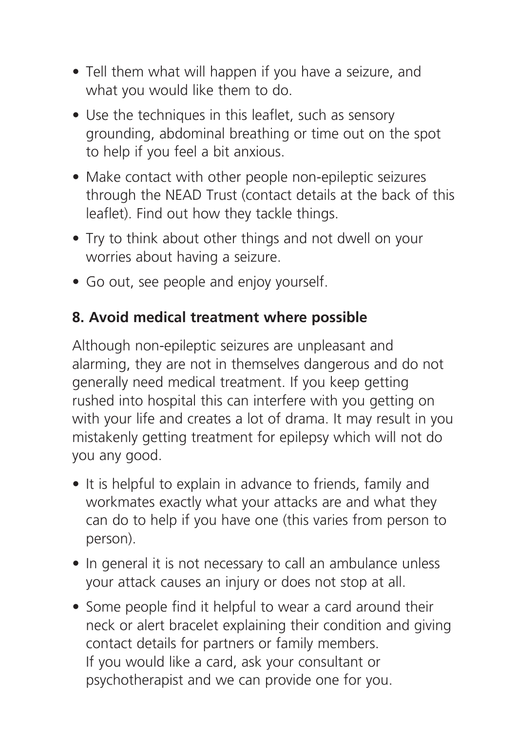- Tell them what will happen if you have a seizure, and what you would like them to do.
- Use the techniques in this leaflet, such as sensory grounding, abdominal breathing or time out on the spot to help if you feel a bit anxious.
- Make contact with other people non-epileptic seizures through the NEAD Trust (contact details at the back of this leaflet). Find out how they tackle things.
- Try to think about other things and not dwell on your worries about having a seizure.
- Go out, see people and enjoy yourself.

### 8. Avoid medical treatment where possible

Although non-epileptic seizures are unpleasant and alarming, they are not in themselves dangerous and do not generally need medical treatment. If you keep getting rushed into hospital this can interfere with you getting on with your life and creates a lot of drama. It may result in you mistakenly getting treatment for epilepsy which will not do you any good.

- It is helpful to explain in advance to friends, family and workmates exactly what your attacks are and what they can do to help if you have one (this varies from person to person).
- In general it is not necessary to call an ambulance unless your attack causes an injury or does not stop at all.
- Some people find it helpful to wear a card around their neck or alert bracelet explaining their condition and giving contact details for partners or family members. If you would like a card, ask your consultant or psychotherapist and we can provide one for you.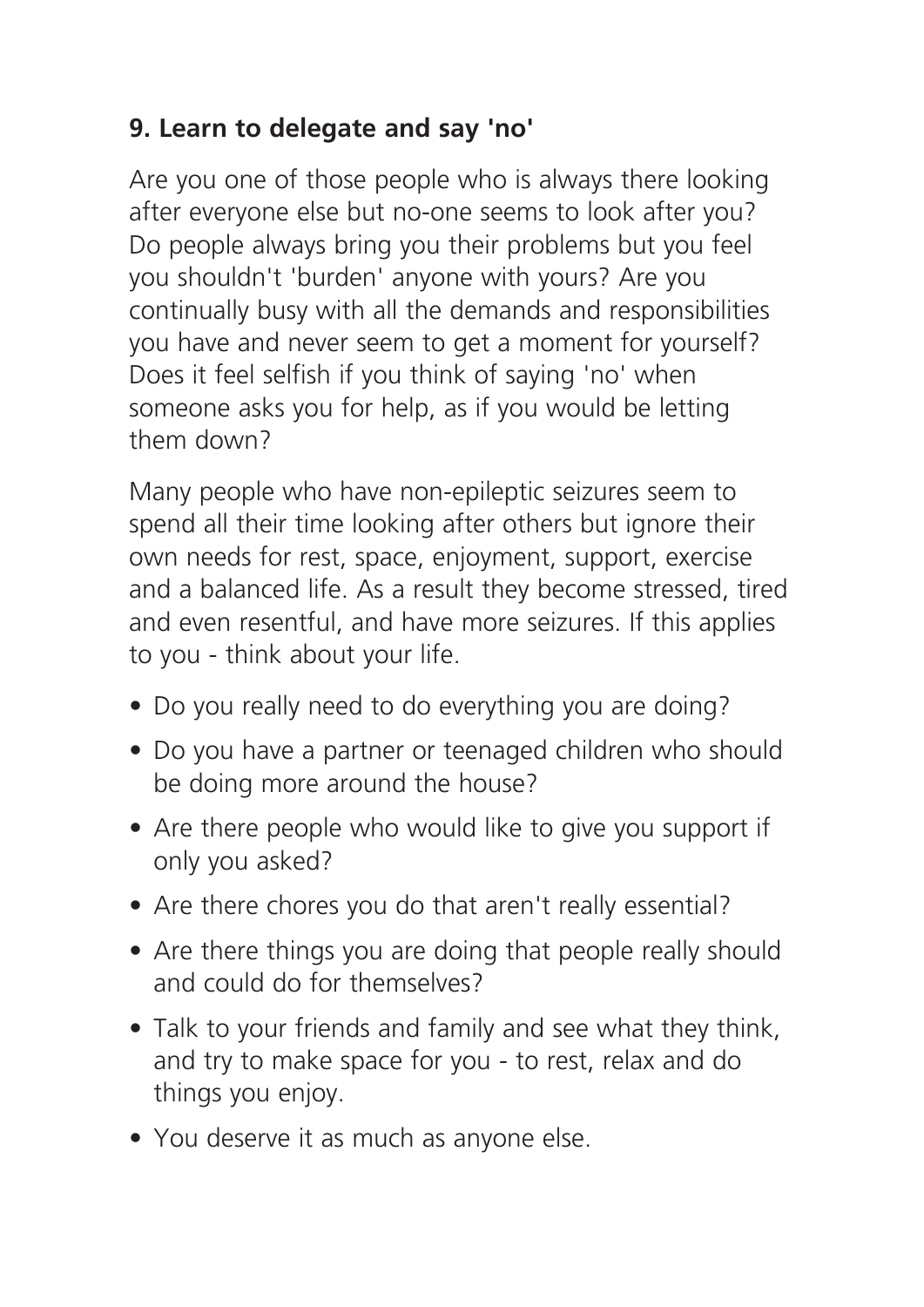### 9. Learn to delegate and say 'no'

Are you one of those people who is always there looking after everyone else but no-one seems to look after you? Do people always bring you their problems but you feel you shouldn't 'burden' anyone with yours? Are you continually busy with all the demands and responsibilities you have and never seem to get a moment for yourself? Does it feel selfish if you think of saying 'no' when someone asks you for help, as if you would be letting them down?

Many people who have non-epileptic seizures seem to spend all their time looking after others but ignore their own needs for rest, space, enjoyment, support, exercise and a balanced life. As a result they become stressed, tired and even resentful, and have more seizures. If this applies to you - think about your life.

- Do you really need to do everything you are doing?
- Do you have a partner or teenaged children who should be doing more around the house?
- Are there people who would like to give you support if only you asked?
- Are there chores you do that aren't really essential?
- Are there things you are doing that people really should and could do for themselves?
- Talk to your friends and family and see what they think, and try to make space for you - to rest, relax and do things you enjoy.
- You deserve it as much as anyone else.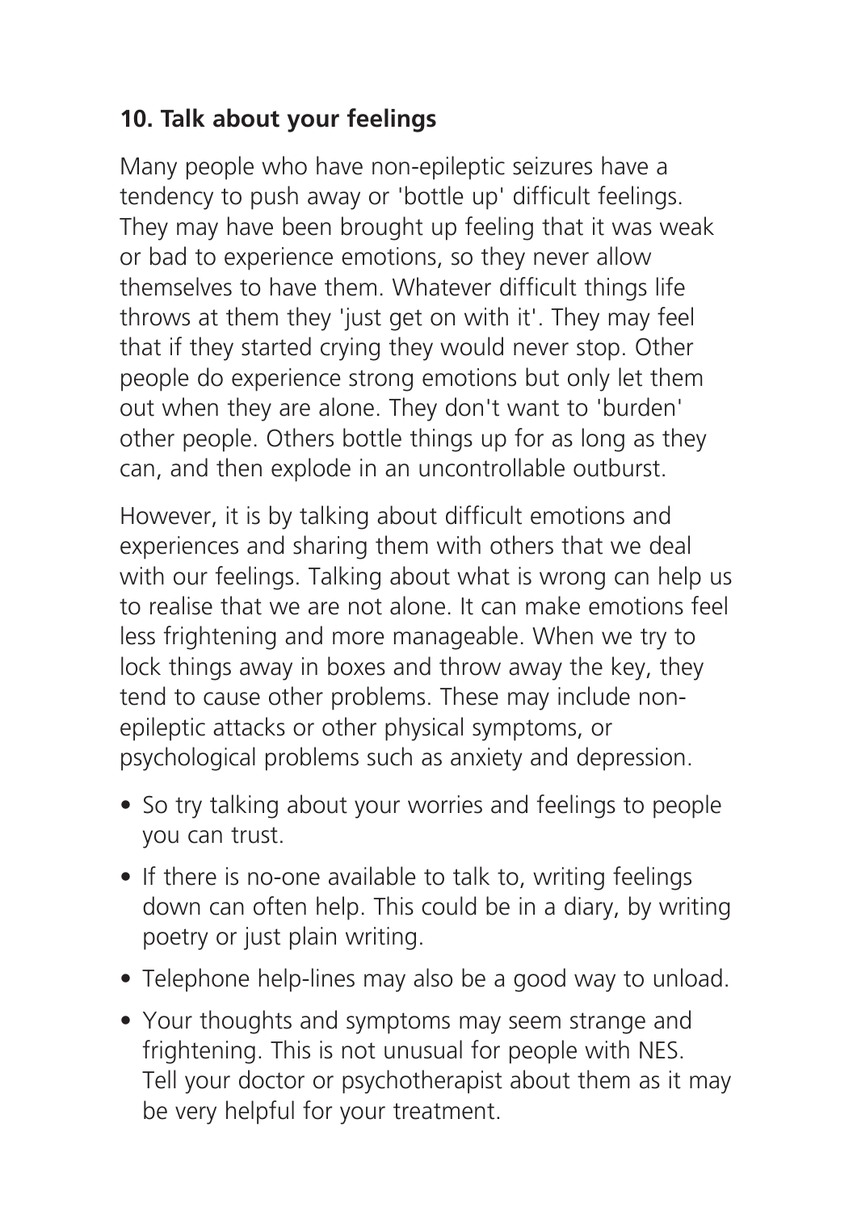**10. Talk about your feelings**

Many people who have non-epileptic seizures have a tendency to push away or 'bottle up' difficult feelings. They may have been brought up feeling that it was weak or bad to experience emotions, so they never allow themselves to have them. Whatever difficult things life throws at them they 'just get on with it'. They may feel that if they started crying they would never stop. Other people do experience strong emotions but only let them out when they are alone. They don't want to 'burden' other people. Others bottle things up for as long as they can, and then explode in an uncontrollable outburst.

However, it is by talking about difficult emotions and experiences and sharing them with others that we deal with our feelings. Talking about what is wrong can help us to realise that we are not alone. It can make emotions feel less frightening and more manageable. When we try to lock things away in boxes and throw away the key, they tend to cause other problems. These may include non-epileptic attacks or other physical symptoms, or psychological problems such as anxiety and depression.

- So try talking about your worries and feelings to people you can trust.
- If there is no-one available to talk to, writing feelings down can often help. This could be in a diary, by writing poetry or just plain writing.
- Telephone help-lines may also be a good way to unload.
- Your thoughts and symptoms may seem strange and frightening. This is not unusual for people with NES. Tell your doctor or psychotherapist about them as it may be very helpful for your treatment.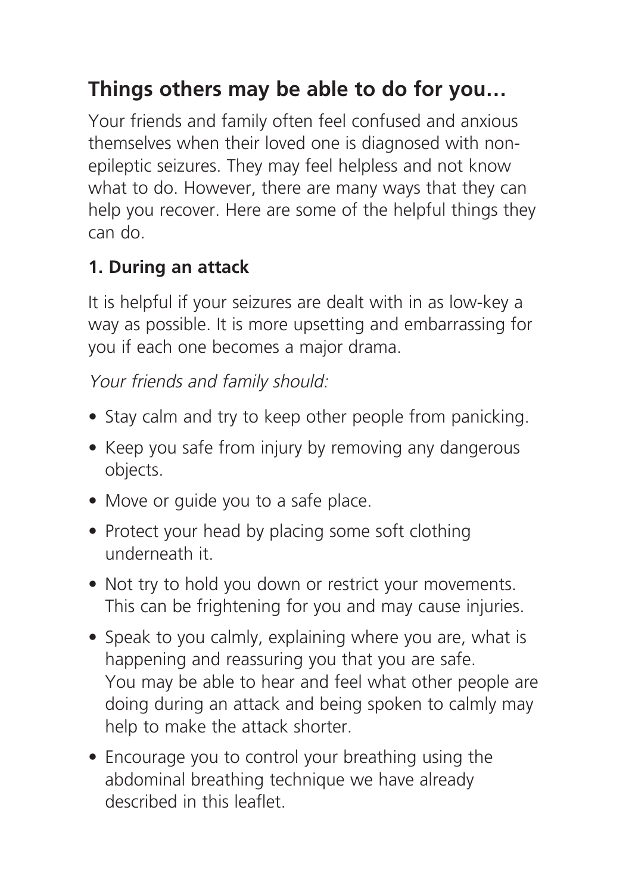## Things others may be able to do for you…

Your friends and family often feel confused and anxious themselves when their loved one is diagnosed with non-epileptic seizures. They may feel helpless and not know what to do. However, there are many ways that they can help you recover. Here are some of the helpful things they can do.

### 1. During an attack

It is helpful if your seizures are dealt with in as low-key a way as possible. It is more upsetting and embarrassing for you if each one becomes a major drama.

*Your friends and family should:*

- Stay calm and try to keep other people from panicking.
- Keep you safe from injury by removing any dangerous objects.
- Move or guide you to a safe place.
- Protect your head by placing some soft clothing underneath it.
- Not try to hold you down or restrict your movements. This can be frightening for you and may cause injuries.
- Speak to you calmly, explaining where you are, what is happening and reassuring you that you are safe. You may be able to hear and feel what other people are doing during an attack and being spoken to calmly may help to make the attack shorter.
- Encourage you to control your breathing using the abdominal breathing technique we have already described in this leaflet.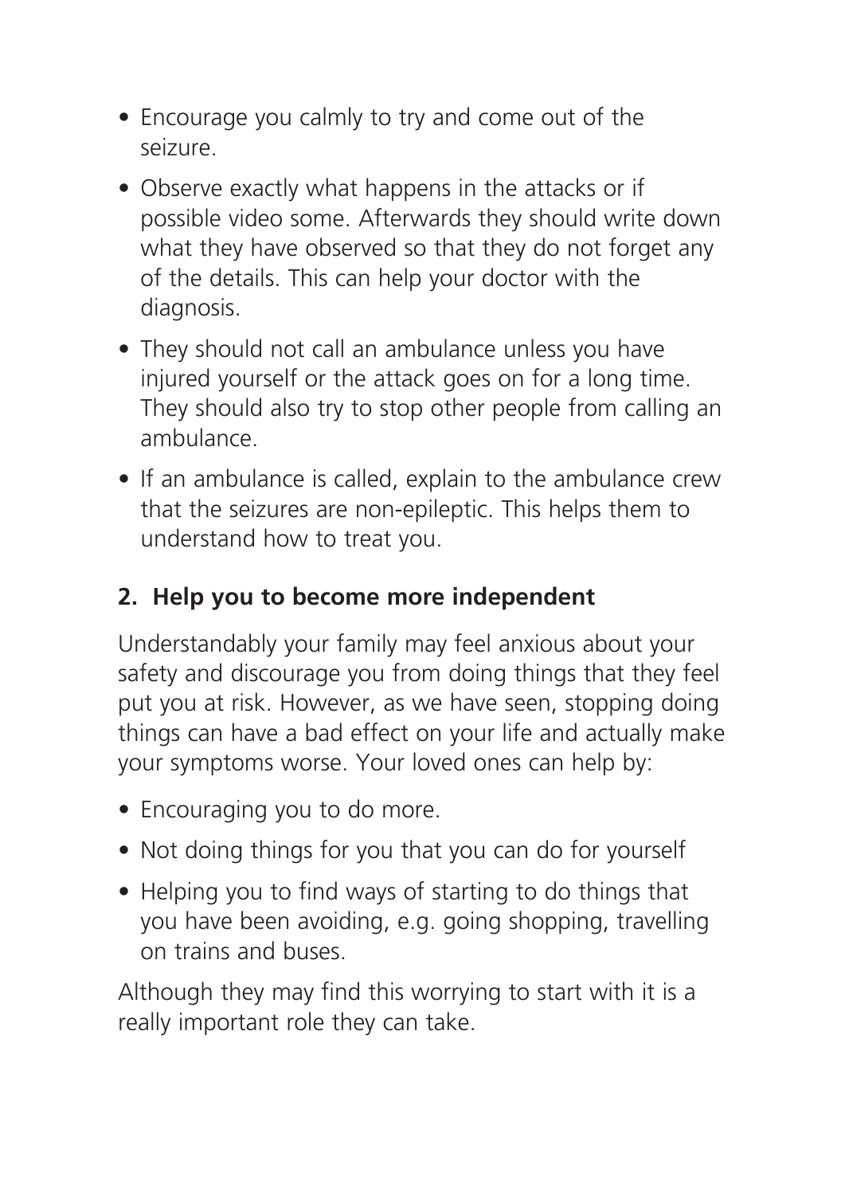- Encourage you calmly to try and come out of the seizure.
- Observe exactly what happens in the attacks or if possible video some. Afterwards they should write down what they have observed so that they do not forget any of the details. This can help your doctor with the diagnosis.
- They should not call an ambulance unless you have injured yourself or the attack goes on for a long time. They should also try to stop other people from calling an ambulance.
- If an ambulance is called, explain to the ambulance crew that the seizures are non-epileptic. This helps them to understand how to treat you.

## 2. Help you to become more independent

Understandably your family may feel anxious about your safety and discourage you from doing things that they feel put you at risk. However, as we have seen, stopping doing things can have a bad effect on your life and actually make your symptoms worse. Your loved ones can help by:

- Encouraging you to do more.
- Not doing things for you that you can do for yourself
- Helping you to find ways of starting to do things that you have been avoiding, e.g. going shopping, travelling on trains and buses.

Although they may find this worrying to start with it is a really important role they can take.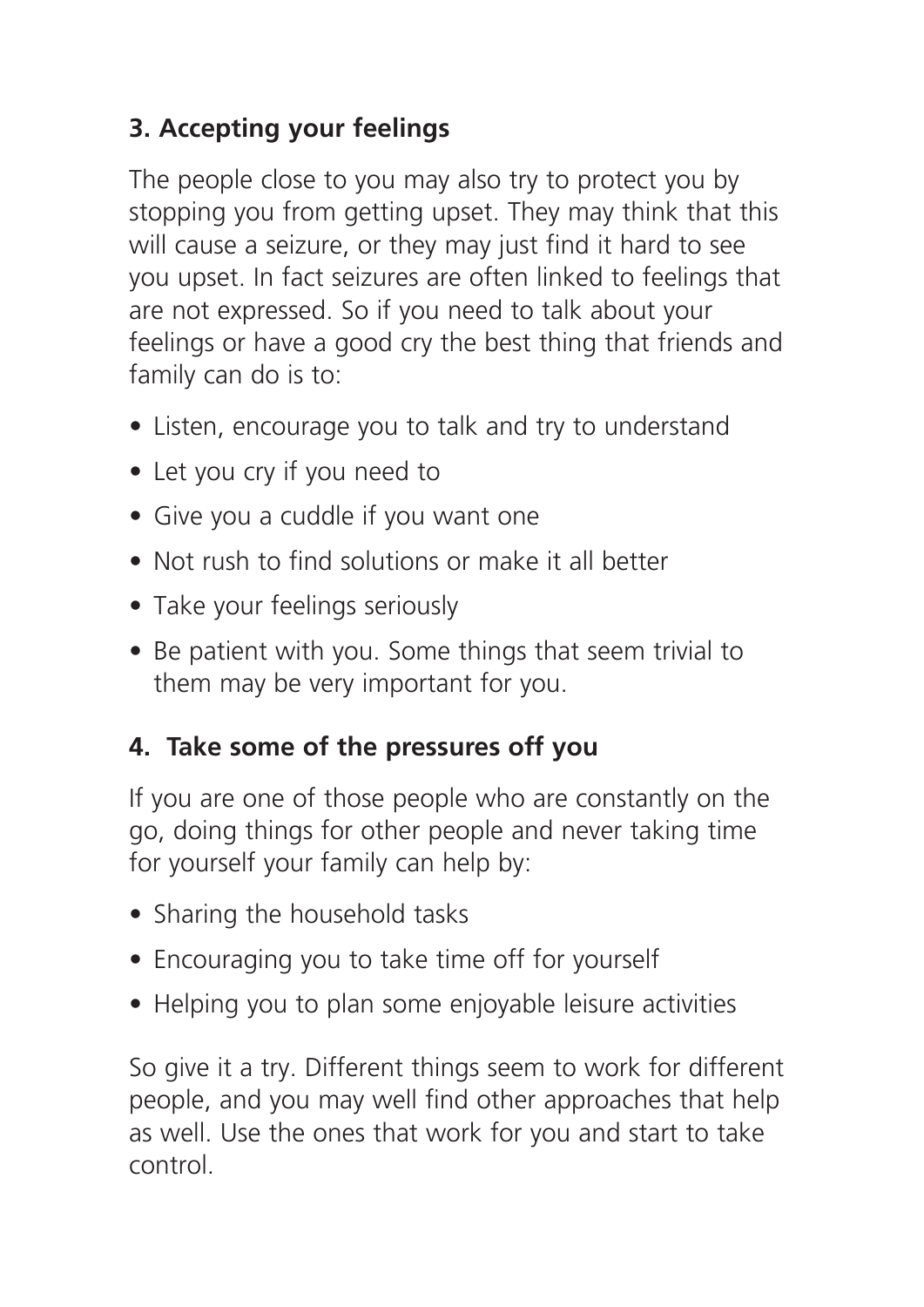### 3. Accepting your feelings

The people close to you may also try to protect you by stopping you from getting upset. They may think that this will cause a seizure, or they may just find it hard to see you upset. In fact seizures are often linked to feelings that are not expressed. So if you need to talk about your feelings or have a good cry the best thing that friends and family can do is to:

- Listen, encourage you to talk and try to understand
- Let you cry if you need to
- Give you a cuddle if you want one
- Not rush to find solutions or make it all better
- Take your feelings seriously
- Be patient with you. Some things that seem trivial to them may be very important for you.

### 4. Take some of the pressures off you

If you are one of those people who are constantly on the go, doing things for other people and never taking time for yourself your family can help by:

- Sharing the household tasks
- Encouraging you to take time off for yourself
- Helping you to plan some enjoyable leisure activities

So give it a try. Different things seem to work for different people, and you may well find other approaches that help as well. Use the ones that work for you and start to take control.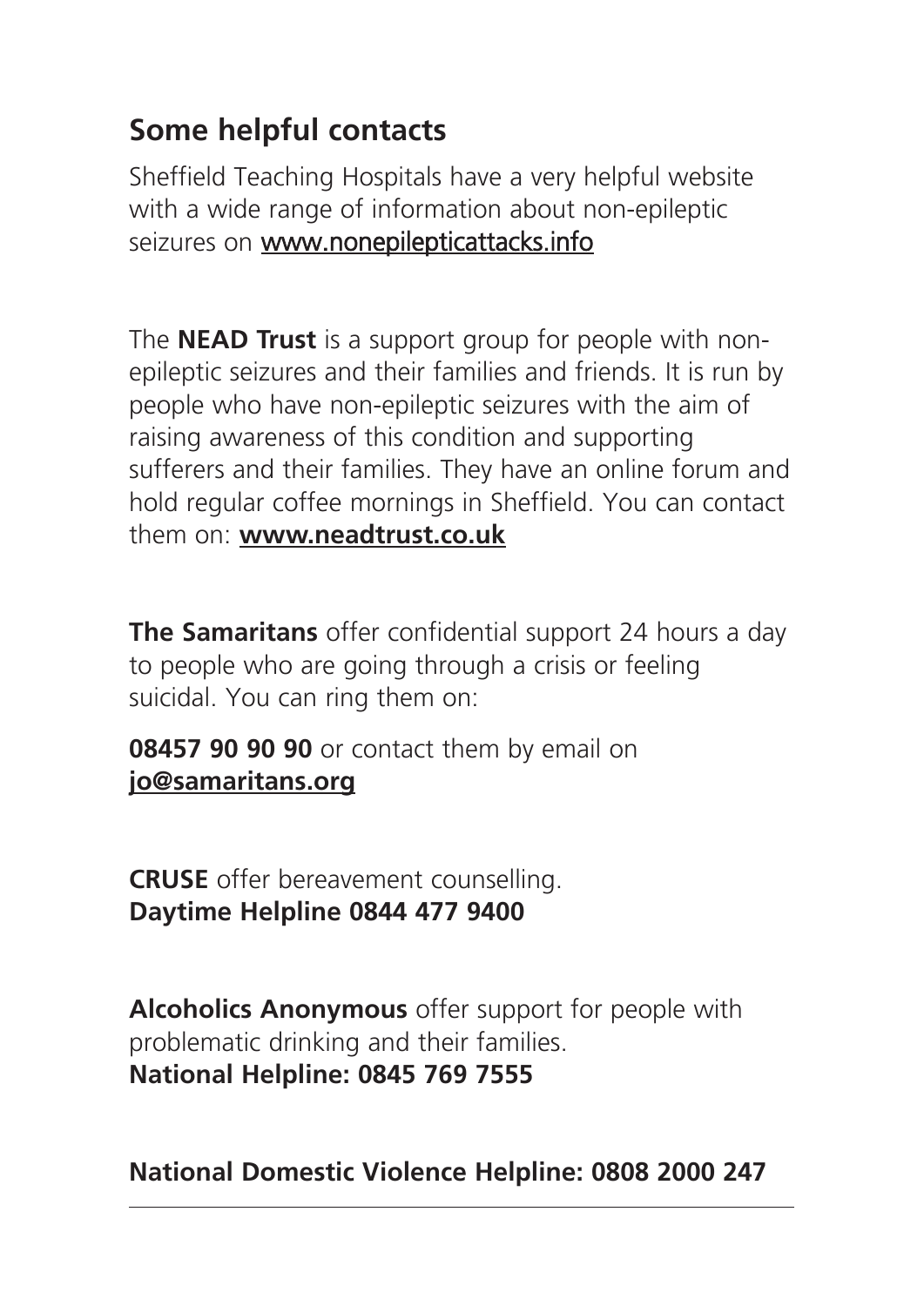## Some helpful contacts

Sheffield Teaching Hospitals have a very helpful website with a wide range of information about non-epileptic seizures on www.nonepilepticattacks.info

The **NEAD Trust** is a support group for people with non-epileptic seizures and their families and friends. It is run by people who have non-epileptic seizures with the aim of raising awareness of this condition and supporting sufferers and their families. They have an online forum and hold regular coffee mornings in Sheffield. You can contact them on: **www.neadtrust.co.uk**

**The Samaritans** offer confidential support 24 hours a day to people who are going through a crisis or feeling suicidal. You can ring them on:

**08457 90 90 90** or contact them by email on **jo@samaritans.org**

**CRUSE** offer bereavement counselling.
**Daytime Helpline 0844 477 9400**

**Alcoholics Anonymous** offer support for people with problematic drinking and their families.
**National Helpline: 0845 769 7555**

**National Domestic Violence Helpline: 0808 2000 247**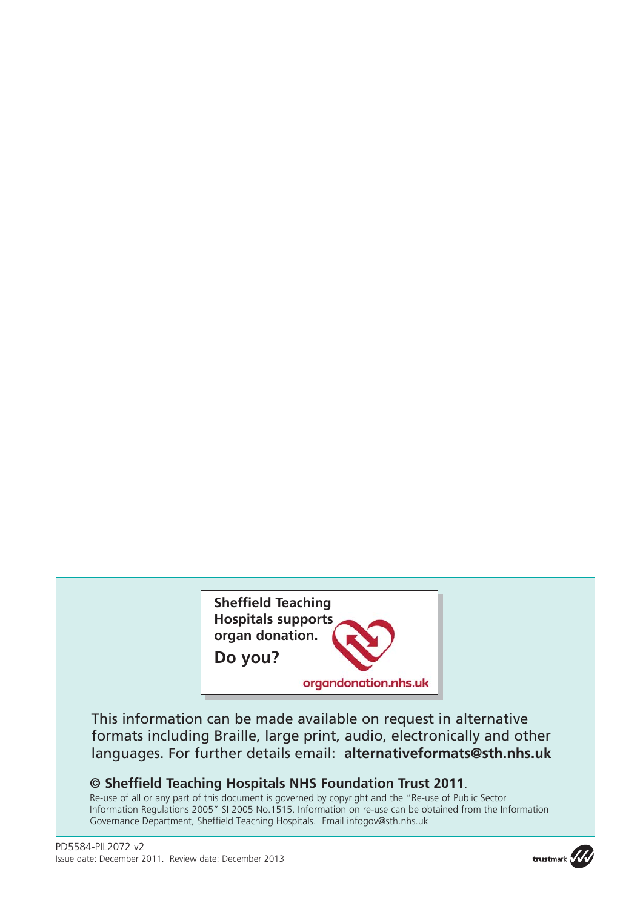Sheffield Teaching Hospitals supports organ donation.

**Do you?**

organdonation.nhs.uk

This information can be made available on request in alternative formats including Braille, large print, audio, electronically and other languages. For further details email: **alternativeformats@sth.nhs.uk**

**© Sheffield Teaching Hospitals NHS Foundation Trust 2011**.

Re-use of all or any part of this document is governed by copyright and the "Re-use of Public Sector Information Regulations 2005" SI 2005 No.1515. Information on re-use can be obtained from the Information Governance Department, Sheffield Teaching Hospitals. Email infogov@sth.nhs.uk

PD5584-PIL2072 v2
Issue date: December 2011. Review date: December 2013

trustmark